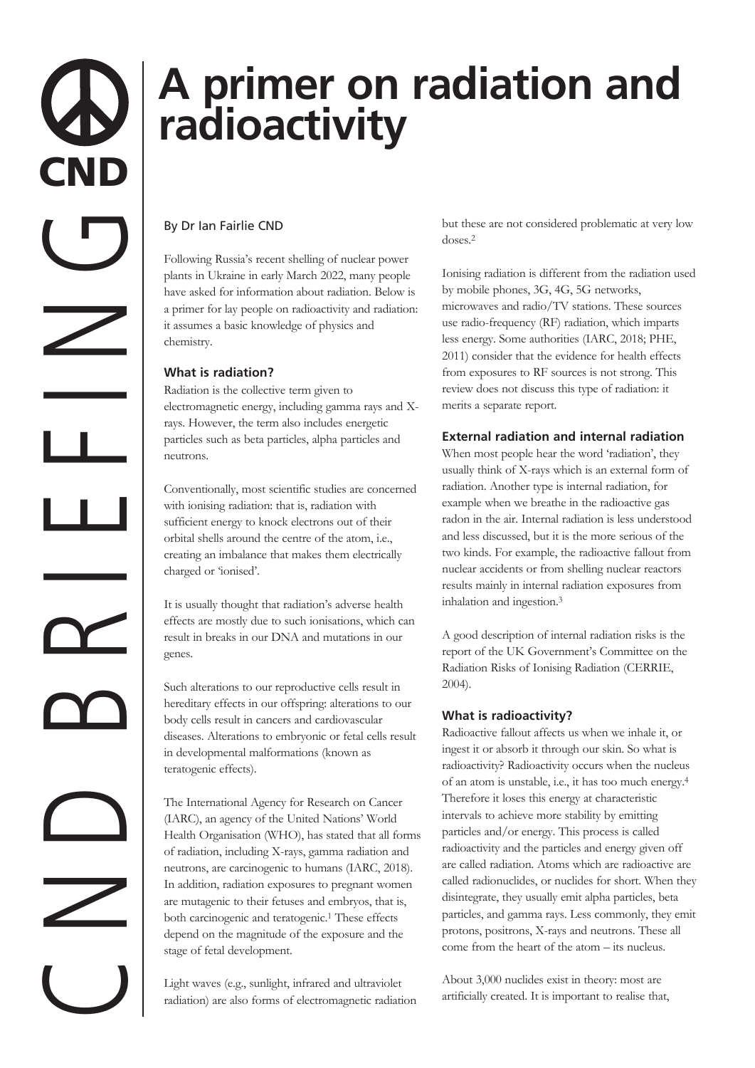# A primer on radiation and radioactivity

By Dr Ian Fairlie CND

Following Russia's recent shelling of nuclear power plants in Ukraine in early March 2022, many people have asked for information about radiation. Below is a primer for lay people on radioactivity and radiation: it assumes a basic knowledge of physics and chemistry.

### What is radiation?

Radiation is the collective term given to electromagnetic energy, including gamma rays and X-rays. However, the term also includes energetic particles such as beta particles, alpha particles and neutrons.

Conventionally, most scientific studies are concerned with ionising radiation: that is, radiation with sufficient energy to knock electrons out of their orbital shells around the centre of the atom, i.e., creating an imbalance that makes them electrically charged or 'ionised'.

It is usually thought that radiation's adverse health effects are mostly due to such ionisations, which can result in breaks in our DNA and mutations in our genes.

Such alterations to our reproductive cells result in hereditary effects in our offspring: alterations to our body cells result in cancers and cardiovascular diseases. Alterations to embryonic or fetal cells result in developmental malformations (known as teratogenic effects).

The International Agency for Research on Cancer (IARC), an agency of the United Nations' World Health Organisation (WHO), has stated that all forms of radiation, including X-rays, gamma radiation and neutrons, are carcinogenic to humans (IARC, 2018). In addition, radiation exposures to pregnant women are mutagenic to their fetuses and embryos, that is, both carcinogenic and teratogenic.[1] These effects depend on the magnitude of the exposure and the stage of fetal development.

Light waves (e.g., sunlight, infrared and ultraviolet radiation) are also forms of electromagnetic radiation but these are not considered problematic at very low doses.[2]

Ionising radiation is different from the radiation used by mobile phones, 3G, 4G, 5G networks, microwaves and radio/TV stations. These sources use radio-frequency (RF) radiation, which imparts less energy. Some authorities (IARC, 2018; PHE, 2011) consider that the evidence for health effects from exposures to RF sources is not strong. This review does not discuss this type of radiation: it merits a separate report.

### External radiation and internal radiation

When most people hear the word 'radiation', they usually think of X-rays which is an external form of radiation. Another type is internal radiation, for example when we breathe in the radioactive gas radon in the air. Internal radiation is less understood and less discussed, but it is the more serious of the two kinds. For example, the radioactive fallout from nuclear accidents or from shelling nuclear reactors results mainly in internal radiation exposures from inhalation and ingestion.[3]

A good description of internal radiation risks is the report of the UK Government's Committee on the Radiation Risks of Ionising Radiation (CERRIE, 2004).

### What is radioactivity?

Radioactive fallout affects us when we inhale it, or ingest it or absorb it through our skin. So what is radioactivity? Radioactivity occurs when the nucleus of an atom is unstable, i.e., it has too much energy.[4] Therefore it loses this energy at characteristic intervals to achieve more stability by emitting particles and/or energy. This process is called radioactivity and the particles and energy given off are called radiation. Atoms which are radioactive are called radionuclides, or nuclides for short. When they disintegrate, they usually emit alpha particles, beta particles, and gamma rays. Less commonly, they emit protons, positrons, X-rays and neutrons. These all come from the heart of the atom – its nucleus.

About 3,000 nuclides exist in theory: most are artificially created. It is important to realise that,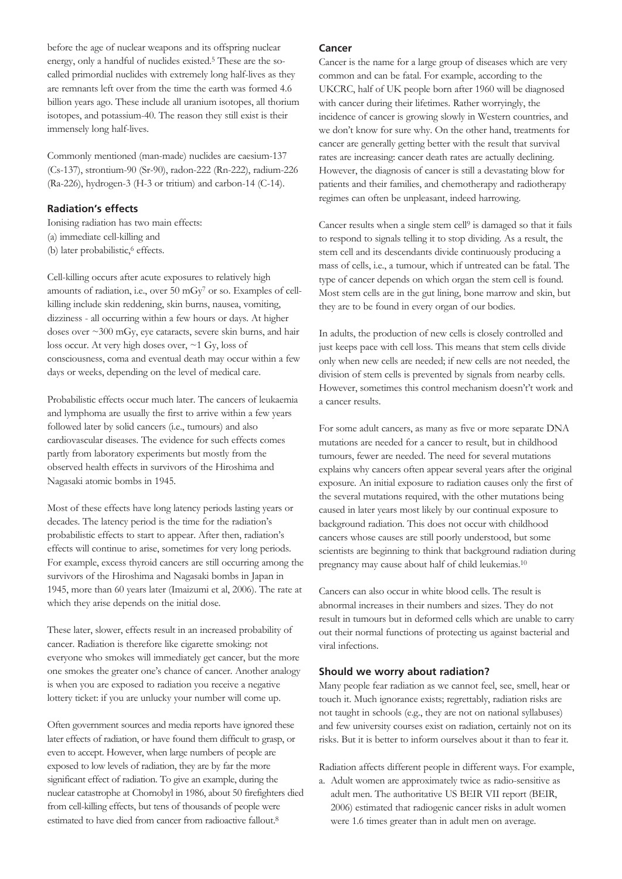before the age of nuclear weapons and its offspring nuclear energy, only a handful of nuclides existed.[5] These are the so-called primordial nuclides with extremely long half-lives as they are remnants left over from the time the earth was formed 4.6 billion years ago. These include all uranium isotopes, all thorium isotopes, and potassium-40. The reason they still exist is their immensely long half-lives.

Commonly mentioned (man-made) nuclides are caesium-137 (Cs-137), strontium-90 (Sr-90), radon-222 (Rn-222), radium-226 (Ra-226), hydrogen-3 (H-3 or tritium) and carbon-14 (C-14).

### Radiation's effects

Ionising radiation has two main effects:
(a) immediate cell-killing and
(b) later probabilistic,[6] effects.

Cell-killing occurs after acute exposures to relatively high amounts of radiation, i.e., over 50 mGy[7] or so. Examples of cell-killing include skin reddening, skin burns, nausea, vomiting, dizziness - all occurring within a few hours or days. At higher doses over ~300 mGy, eye cataracts, severe skin burns, and hair loss occur. At very high doses over, ~1 Gy, loss of consciousness, coma and eventual death may occur within a few days or weeks, depending on the level of medical care.

Probabilistic effects occur much later. The cancers of leukaemia and lymphoma are usually the first to arrive within a few years followed later by solid cancers (i.e., tumours) and also cardiovascular diseases. The evidence for such effects comes partly from laboratory experiments but mostly from the observed health effects in survivors of the Hiroshima and Nagasaki atomic bombs in 1945.

Most of these effects have long latency periods lasting years or decades. The latency period is the time for the radiation's probabilistic effects to start to appear. After then, radiation's effects will continue to arise, sometimes for very long periods. For example, excess thyroid cancers are still occurring among the survivors of the Hiroshima and Nagasaki bombs in Japan in 1945, more than 60 years later (Imaizumi et al, 2006). The rate at which they arise depends on the initial dose.

These later, slower, effects result in an increased probability of cancer. Radiation is therefore like cigarette smoking: not everyone who smokes will immediately get cancer, but the more one smokes the greater one's chance of cancer. Another analogy is when you are exposed to radiation you receive a negative lottery ticket: if you are unlucky your number will come up.

Often government sources and media reports have ignored these later effects of radiation, or have found them difficult to grasp, or even to accept. However, when large numbers of people are exposed to low levels of radiation, they are by far the more significant effect of radiation. To give an example, during the nuclear catastrophe at Chornobyl in 1986, about 50 firefighters died from cell-killing effects, but tens of thousands of people were estimated to have died from cancer from radioactive fallout.[8]

### Cancer

Cancer is the name for a large group of diseases which are very common and can be fatal. For example, according to the UKCRC, half of UK people born after 1960 will be diagnosed with cancer during their lifetimes. Rather worryingly, the incidence of cancer is growing slowly in Western countries, and we don't know for sure why. On the other hand, treatments for cancer are generally getting better with the result that survival rates are increasing: cancer death rates are actually declining. However, the diagnosis of cancer is still a devastating blow for patients and their families, and chemotherapy and radiotherapy regimes can often be unpleasant, indeed harrowing.

Cancer results when a single stem cell[9] is damaged so that it fails to respond to signals telling it to stop dividing. As a result, the stem cell and its descendants divide continuously producing a mass of cells, i.e., a tumour, which if untreated can be fatal. The type of cancer depends on which organ the stem cell is found. Most stem cells are in the gut lining, bone marrow and skin, but they are to be found in every organ of our bodies.

In adults, the production of new cells is closely controlled and just keeps pace with cell loss. This means that stem cells divide only when new cells are needed; if new cells are not needed, the division of stem cells is prevented by signals from nearby cells. However, sometimes this control mechanism doesn't't work and a cancer results.

For some adult cancers, as many as five or more separate DNA mutations are needed for a cancer to result, but in childhood tumours, fewer are needed. The need for several mutations explains why cancers often appear several years after the original exposure. An initial exposure to radiation causes only the first of the several mutations required, with the other mutations being caused in later years most likely by our continual exposure to background radiation. This does not occur with childhood cancers whose causes are still poorly understood, but some scientists are beginning to think that background radiation during pregnancy may cause about half of child leukemias.[10]

Cancers can also occur in white blood cells. The result is abnormal increases in their numbers and sizes. They do not result in tumours but in deformed cells which are unable to carry out their normal functions of protecting us against bacterial and viral infections.

### Should we worry about radiation?

Many people fear radiation as we cannot feel, see, smell, hear or touch it. Much ignorance exists; regrettably, radiation risks are not taught in schools (e.g., they are not on national syllabuses) and few university courses exist on radiation, certainly not on its risks. But it is better to inform ourselves about it than to fear it.

Radiation affects different people in different ways. For example,

a. Adult women are approximately twice as radio-sensitive as adult men. The authoritative US BEIR VII report (BEIR, 2006) estimated that radiogenic cancer risks in adult women were 1.6 times greater than in adult men on average.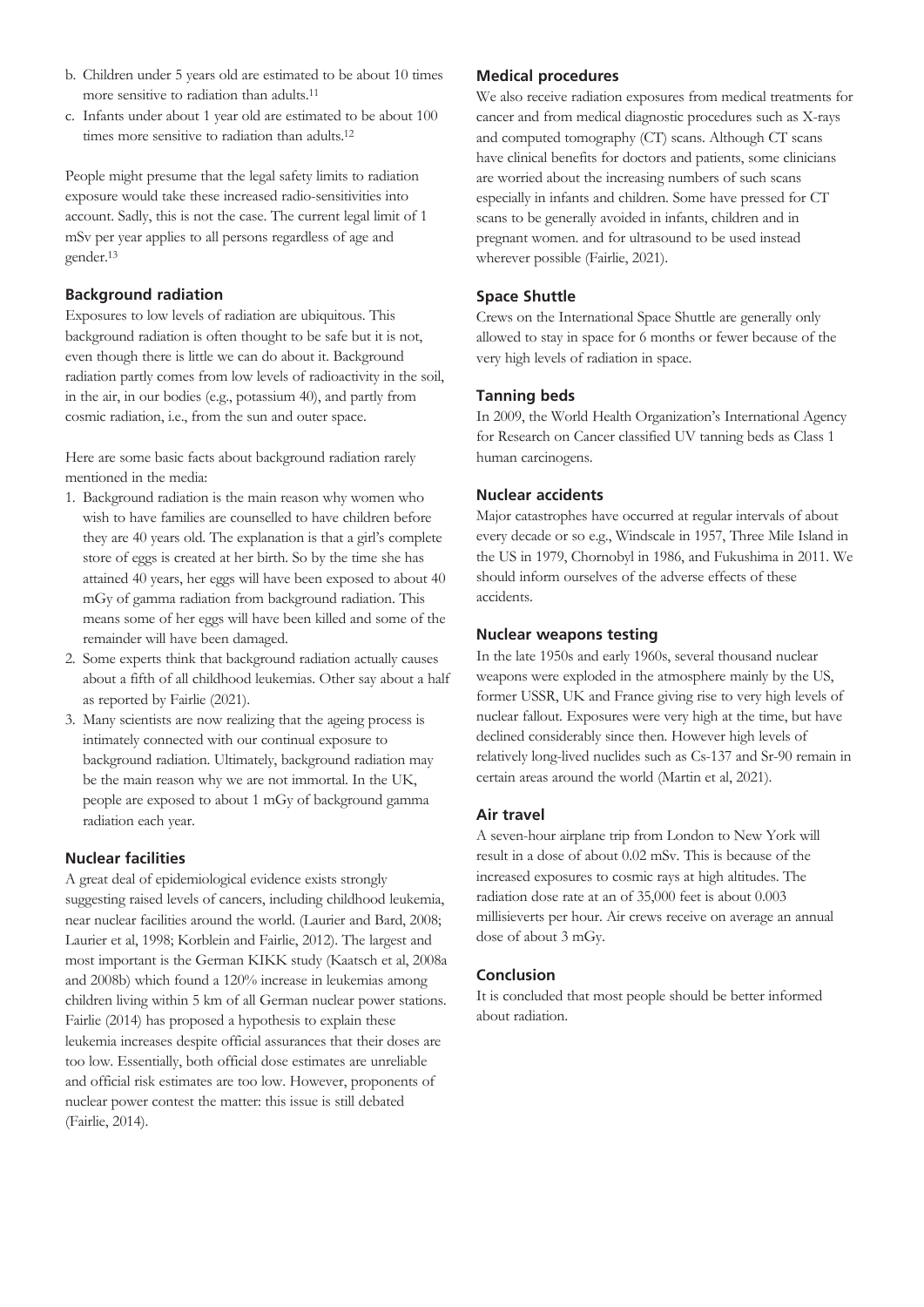b. Children under 5 years old are estimated to be about 10 times more sensitive to radiation than adults.[11]
c. Infants under about 1 year old are estimated to be about 100 times more sensitive to radiation than adults.[12]

People might presume that the legal safety limits to radiation exposure would take these increased radio-sensitivities into account. Sadly, this is not the case. The current legal limit of 1 mSv per year applies to all persons regardless of age and gender.[13]

### Background radiation

Exposures to low levels of radiation are ubiquitous. This background radiation is often thought to be safe but it is not, even though there is little we can do about it. Background radiation partly comes from low levels of radioactivity in the soil, in the air, in our bodies (e.g., potassium 40), and partly from cosmic radiation, i.e., from the sun and outer space.

Here are some basic facts about background radiation rarely mentioned in the media:

1. Background radiation is the main reason why women who wish to have families are counselled to have children before they are 40 years old. The explanation is that a girl's complete store of eggs is created at her birth. So by the time she has attained 40 years, her eggs will have been exposed to about 40 mGy of gamma radiation from background radiation. This means some of her eggs will have been killed and some of the remainder will have been damaged.
2. Some experts think that background radiation actually causes about a fifth of all childhood leukemias. Other say about a half as reported by Fairlie (2021).
3. Many scientists are now realizing that the ageing process is intimately connected with our continual exposure to background radiation. Ultimately, background radiation may be the main reason why we are not immortal. In the UK, people are exposed to about 1 mGy of background gamma radiation each year.

### Nuclear facilities

A great deal of epidemiological evidence exists strongly suggesting raised levels of cancers, including childhood leukemia, near nuclear facilities around the world. (Laurier and Bard, 2008; Laurier et al, 1998; Korblein and Fairlie, 2012). The largest and most important is the German KIKK study (Kaatsch et al, 2008a and 2008b) which found a 120% increase in leukemias among children living within 5 km of all German nuclear power stations. Fairlie (2014) has proposed a hypothesis to explain these leukemia increases despite official assurances that their doses are too low. Essentially, both official dose estimates are unreliable and official risk estimates are too low. However, proponents of nuclear power contest the matter: this issue is still debated (Fairlie, 2014).

### Medical procedures

We also receive radiation exposures from medical treatments for cancer and from medical diagnostic procedures such as X-rays and computed tomography (CT) scans. Although CT scans have clinical benefits for doctors and patients, some clinicians are worried about the increasing numbers of such scans especially in infants and children. Some have pressed for CT scans to be generally avoided in infants, children and in pregnant women. and for ultrasound to be used instead wherever possible (Fairlie, 2021).

### Space Shuttle

Crews on the International Space Shuttle are generally only allowed to stay in space for 6 months or fewer because of the very high levels of radiation in space.

### Tanning beds

In 2009, the World Health Organization's International Agency for Research on Cancer classified UV tanning beds as Class 1 human carcinogens.

### Nuclear accidents

Major catastrophes have occurred at regular intervals of about every decade or so e.g., Windscale in 1957, Three Mile Island in the US in 1979, Chornobyl in 1986, and Fukushima in 2011. We should inform ourselves of the adverse effects of these accidents.

### Nuclear weapons testing

In the late 1950s and early 1960s, several thousand nuclear weapons were exploded in the atmosphere mainly by the US, former USSR, UK and France giving rise to very high levels of nuclear fallout. Exposures were very high at the time, but have declined considerably since then. However high levels of relatively long-lived nuclides such as Cs-137 and Sr-90 remain in certain areas around the world (Martin et al, 2021).

### Air travel

A seven-hour airplane trip from London to New York will result in a dose of about 0.02 mSv. This is because of the increased exposures to cosmic rays at high altitudes. The radiation dose rate at an of 35,000 feet is about 0.003 millisieverts per hour. Air crews receive on average an annual dose of about 3 mGy.

### Conclusion

It is concluded that most people should be better informed about radiation.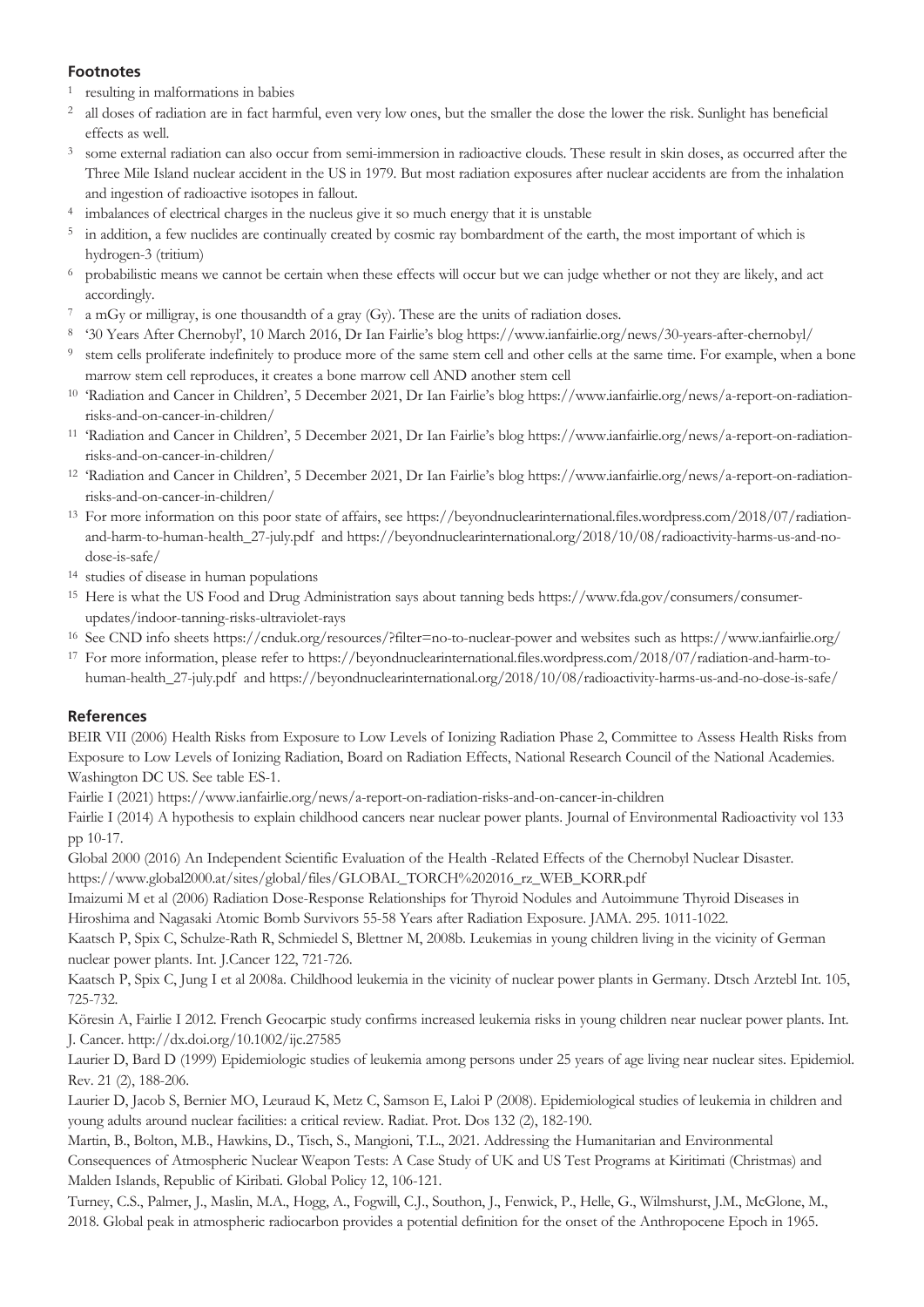## Footnotes

1. resulting in malformations in babies
2. all doses of radiation are in fact harmful, even very low ones, but the smaller the dose the lower the risk. Sunlight has beneficial effects as well.
3. some external radiation can also occur from semi-immersion in radioactive clouds. These result in skin doses, as occurred after the Three Mile Island nuclear accident in the US in 1979. But most radiation exposures after nuclear accidents are from the inhalation and ingestion of radioactive isotopes in fallout.
4. imbalances of electrical charges in the nucleus give it so much energy that it is unstable
5. in addition, a few nuclides are continually created by cosmic ray bombardment of the earth, the most important of which is hydrogen-3 (tritium)
6. probabilistic means we cannot be certain when these effects will occur but we can judge whether or not they are likely, and act accordingly.
7. a mGy or milligray, is one thousandth of a gray (Gy). These are the units of radiation doses.
8. '30 Years After Chernobyl', 10 March 2016, Dr Ian Fairlie's blog https://www.ianfairlie.org/news/30-years-after-chernobyl/
9. stem cells proliferate indefinitely to produce more of the same stem cell and other cells at the same time. For example, when a bone marrow stem cell reproduces, it creates a bone marrow cell AND another stem cell
10. 'Radiation and Cancer in Children', 5 December 2021, Dr Ian Fairlie's blog https://www.ianfairlie.org/news/a-report-on-radiation-risks-and-on-cancer-in-children/
11. 'Radiation and Cancer in Children', 5 December 2021, Dr Ian Fairlie's blog https://www.ianfairlie.org/news/a-report-on-radiation-risks-and-on-cancer-in-children/
12. 'Radiation and Cancer in Children', 5 December 2021, Dr Ian Fairlie's blog https://www.ianfairlie.org/news/a-report-on-radiation-risks-and-on-cancer-in-children/
13. For more information on this poor state of affairs, see https://beyondnuclearinternational.files.wordpress.com/2018/07/radiation-and-harm-to-human-health_27-july.pdf and https://beyondnuclearinternational.org/2018/10/08/radioactivity-harms-us-and-no-dose-is-safe/
14. studies of disease in human populations
15. Here is what the US Food and Drug Administration says about tanning beds https://www.fda.gov/consumers/consumer-updates/indoor-tanning-risks-ultraviolet-rays
16. See CND info sheets https://cnduk.org/resources/?filter=no-to-nuclear-power and websites such as https://www.ianfairlie.org/
17. For more information, please refer to https://beyondnuclearinternational.files.wordpress.com/2018/07/radiation-and-harm-to-human-health_27-july.pdf and https://beyondnuclearinternational.org/2018/10/08/radioactivity-harms-us-and-no-dose-is-safe/

## References

BEIR VII (2006) Health Risks from Exposure to Low Levels of Ionizing Radiation Phase 2, Committee to Assess Health Risks from Exposure to Low Levels of Ionizing Radiation, Board on Radiation Effects, National Research Council of the National Academies. Washington DC US. See table ES-1.

Fairlie I (2021) https://www.ianfairlie.org/news/a-report-on-radiation-risks-and-on-cancer-in-children

Fairlie I (2014) A hypothesis to explain childhood cancers near nuclear power plants. Journal of Environmental Radioactivity vol 133 pp 10-17.

Global 2000 (2016) An Independent Scientific Evaluation of the Health -Related Effects of the Chernobyl Nuclear Disaster. https://www.global2000.at/sites/global/files/GLOBAL_TORCH%202016_rz_WEB_KORR.pdf

Imaizumi M et al (2006) Radiation Dose-Response Relationships for Thyroid Nodules and Autoimmune Thyroid Diseases in Hiroshima and Nagasaki Atomic Bomb Survivors 55-58 Years after Radiation Exposure. JAMA. 295. 1011-1022.

Kaatsch P, Spix C, Schulze-Rath R, Schmiedel S, Blettner M, 2008b. Leukemias in young children living in the vicinity of German nuclear power plants. Int. J.Cancer 122, 721-726.

Kaatsch P, Spix C, Jung I et al 2008a. Childhood leukemia in the vicinity of nuclear power plants in Germany. Dtsch Arztebl Int. 105, 725-732.

Köresin A, Fairlie I 2012. French Geocarpic study confirms increased leukemia risks in young children near nuclear power plants. Int. J. Cancer. http://dx.doi.org/10.1002/ijc.27585

Laurier D, Bard D (1999) Epidemiologic studies of leukemia among persons under 25 years of age living near nuclear sites. Epidemiol. Rev. 21 (2), 188-206.

Laurier D, Jacob S, Bernier MO, Leuraud K, Metz C, Samson E, Laloi P (2008). Epidemiological studies of leukemia in children and young adults around nuclear facilities: a critical review. Radiat. Prot. Dos 132 (2), 182-190.

Martin, B., Bolton, M.B., Hawkins, D., Tisch, S., Mangioni, T.L., 2021. Addressing the Humanitarian and Environmental Consequences of Atmospheric Nuclear Weapon Tests: A Case Study of UK and US Test Programs at Kiritimati (Christmas) and Malden Islands, Republic of Kiribati. Global Policy 12, 106-121.

Turney, C.S., Palmer, J., Maslin, M.A., Hogg, A., Fogwill, C.J., Southon, J., Fenwick, P., Helle, G., Wilmshurst, J.M., McGlone, M., 2018. Global peak in atmospheric radiocarbon provides a potential definition for the onset of the Anthropocene Epoch in 1965.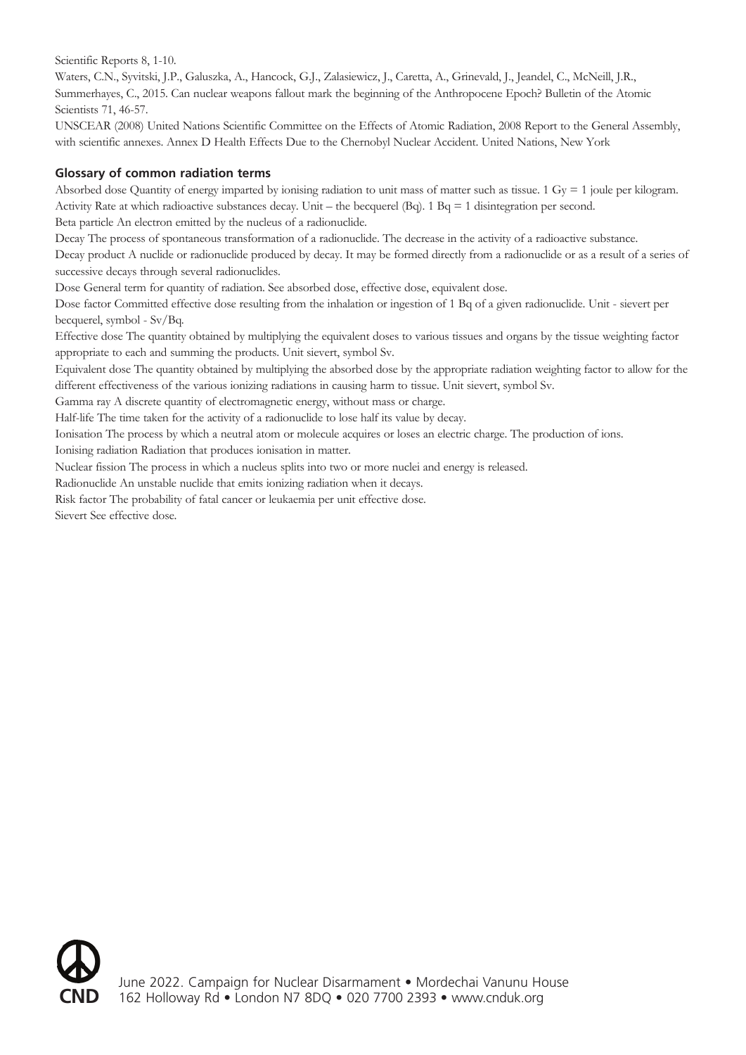Scientific Reports 8, 1-10.

Waters, C.N., Syvitski, J.P., Galuszka, A., Hancock, G.J., Zalasiewicz, J., Caretta, A., Grinevald, J., Jeandel, C., McNeill, J.R., Summerhayes, C., 2015. Can nuclear weapons fallout mark the beginning of the Anthropocene Epoch? Bulletin of the Atomic Scientists 71, 46-57.

UNSCEAR (2008) United Nations Scientific Committee on the Effects of Atomic Radiation, 2008 Report to the General Assembly, with scientific annexes. Annex D Health Effects Due to the Chernobyl Nuclear Accident. United Nations, New York

## Glossary of common radiation terms

Absorbed dose Quantity of energy imparted by ionising radiation to unit mass of matter such as tissue. 1 Gy = 1 joule per kilogram.

Activity Rate at which radioactive substances decay. Unit – the becquerel (Bq). 1 Bq = 1 disintegration per second.

Beta particle An electron emitted by the nucleus of a radionuclide.

Decay The process of spontaneous transformation of a radionuclide. The decrease in the activity of a radioactive substance.

Decay product A nuclide or radionuclide produced by decay. It may be formed directly from a radionuclide or as a result of a series of successive decays through several radionuclides.

Dose General term for quantity of radiation. See absorbed dose, effective dose, equivalent dose.

Dose factor Committed effective dose resulting from the inhalation or ingestion of 1 Bq of a given radionuclide. Unit - sievert per becquerel, symbol - Sv/Bq.

Effective dose The quantity obtained by multiplying the equivalent doses to various tissues and organs by the tissue weighting factor appropriate to each and summing the products. Unit sievert, symbol Sv.

Equivalent dose The quantity obtained by multiplying the absorbed dose by the appropriate radiation weighting factor to allow for the different effectiveness of the various ionizing radiations in causing harm to tissue. Unit sievert, symbol Sv.

Gamma ray A discrete quantity of electromagnetic energy, without mass or charge.

Half-life The time taken for the activity of a radionuclide to lose half its value by decay.

Ionisation The process by which a neutral atom or molecule acquires or loses an electric charge. The production of ions.

Ionising radiation Radiation that produces ionisation in matter.

Nuclear fission The process in which a nucleus splits into two or more nuclei and energy is released.

Radionuclide An unstable nuclide that emits ionizing radiation when it decays.

Risk factor The probability of fatal cancer or leukaemia per unit effective dose.

Sievert See effective dose.

CND

June 2022. Campaign for Nuclear Disarmament • Mordechai Vanunu House
162 Holloway Rd • London N7 8DQ • 020 7700 2393 • www.cnduk.org